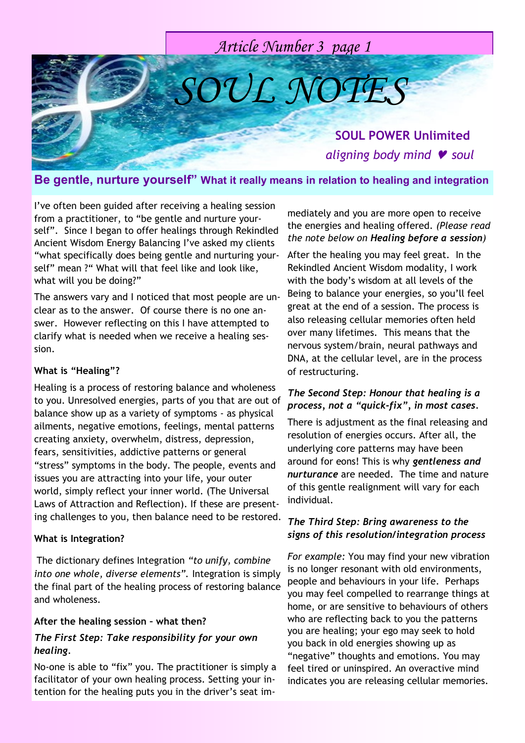# SOUL NOTES

**SOUL POWER Unlimited**

*aligning body mind ♥ soul*

## Be gentle, nurture yourself" What it really means in relation to healing and integration

I've often been guided after receiving a healing session from a practitioner, to "be gentle and nurture yourself". Since I began to offer healings through Rekindled Ancient Wisdom Energy Balancing I've asked my clients "what specifically does being gentle and nurturing yourself" mean ?" What will that feel like and look like, what will you be doing?"

The answers vary and I noticed that most people are unclear as to the answer. Of course there is no one answer. However reflecting on this I have attempted to clarify what is needed when we receive a healing session.

**What is "Healing"?**

Healing is a process of restoring balance and wholeness to you. Unresolved energies, parts of you that are out of balance show up as a variety of symptoms - as physical ailments, negative emotions, feelings, mental patterns creating anxiety, overwhelm, distress, depression, fears, sensitivities, addictive patterns or general "stress" symptoms in the body. The people, events and issues you are attracting into your life, your outer world, simply reflect your inner world. (The Universal Laws of Attraction and Reflection). If these are presenting challenges to you, then balance need to be restored.

**What is Integration?**

The dictionary defines Integration *"to unify, combine into one whole, diverse elements".* Integration is simply the final part of the healing process of restoring balance and wholeness.

**After the healing session – what then?**

***The First Step: Take responsibility for your own healing.***

No-one is able to "fix" you. The practitioner is simply a facilitator of your own healing process. Setting your intention for the healing puts you in the driver's seat immediately and you are more open to receive the energies and healing offered. *(Please read the note below on **Healing before a session**)*

After the healing you may feel great. In the Rekindled Ancient Wisdom modality, I work with the body's wisdom at all levels of the Being to balance your energies, so you'll feel great at the end of a session. The process is also releasing cellular memories often held over many lifetimes. This means that the nervous system/brain, neural pathways and DNA, at the cellular level, are in the process of restructuring.

***The Second Step: Honour that healing is a process, not a "quick-fix", in most cases.***

There is adjustment as the final releasing and resolution of energies occurs. After all, the underlying core patterns may have been around for eons! This is why ***gentleness and nurturance*** are needed. The time and nature of this gentle realignment will vary for each individual.

***The Third Step: Bring awareness to the signs of this resolution/integration process***

*For example:* You may find your new vibration is no longer resonant with old environments, people and behaviours in your life. Perhaps you may feel compelled to rearrange things at home, or are sensitive to behaviours of others who are reflecting back to you the patterns you are healing; your ego may seek to hold you back in old energies showing up as "negative" thoughts and emotions. You may feel tired or uninspired. An overactive mind indicates you are releasing cellular memories.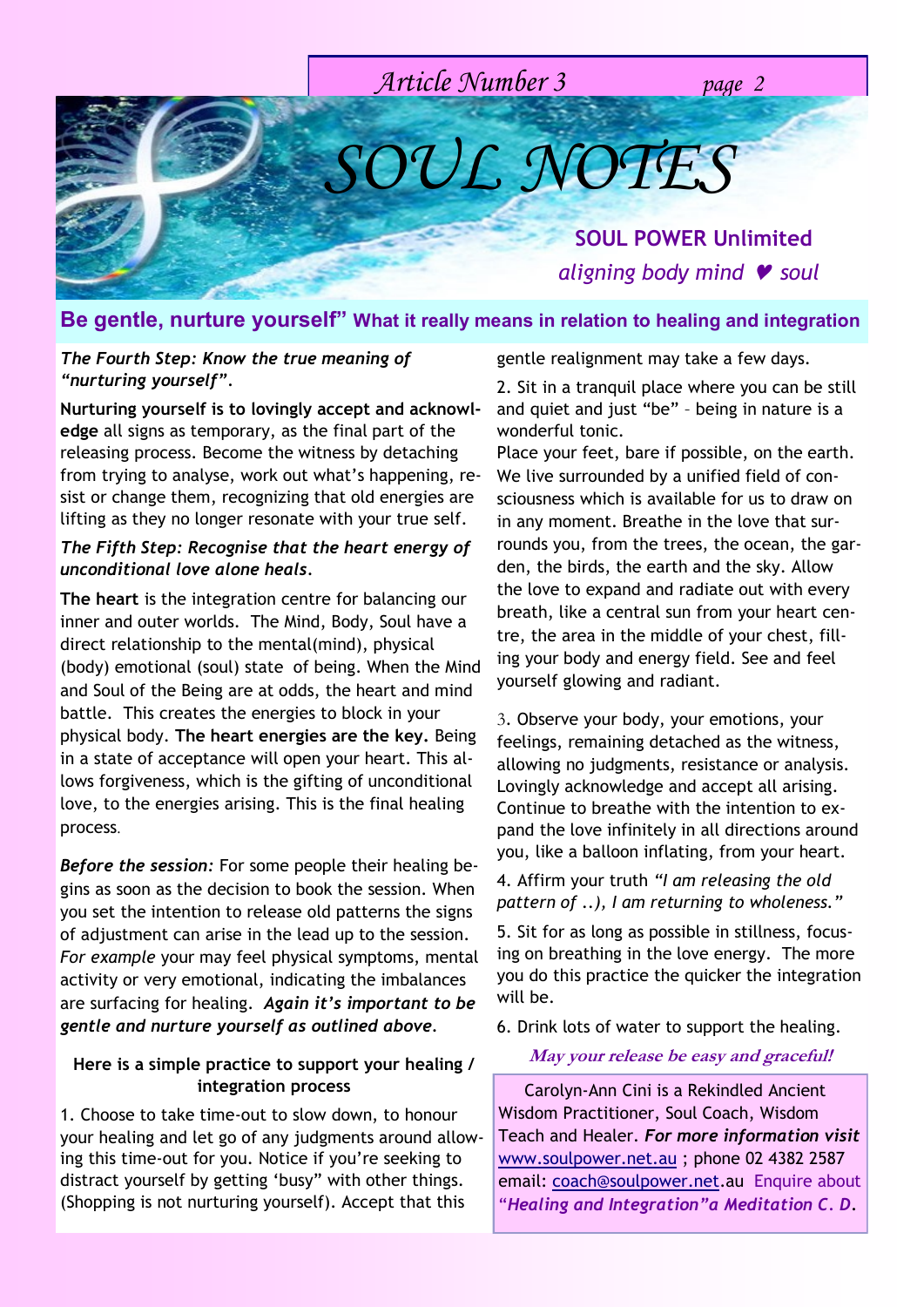# SOUL NOTES

**SOUL POWER Unlimited**

*aligning body mind ♥ soul*

## Be gentle, nurture yourself" What it really means in relation to healing and integration

***The Fourth Step: Know the true meaning of "nurturing yourself".***

**Nurturing yourself is to lovingly accept and acknowledge** all signs as temporary, as the final part of the releasing process. Become the witness by detaching from trying to analyse, work out what's happening, resist or change them, recognizing that old energies are lifting as they no longer resonate with your true self.

***The Fifth Step: Recognise that the heart energy of unconditional love alone heals.***

**The heart** is the integration centre for balancing our inner and outer worlds. The Mind, Body, Soul have a direct relationship to the mental(mind), physical (body) emotional (soul) state of being. When the Mind and Soul of the Being are at odds, the heart and mind battle. This creates the energies to block in your physical body. **The heart energies are the key.** Being in a state of acceptance will open your heart. This allows forgiveness, which is the gifting of unconditional love, to the energies arising. This is the final healing process.

***Before the session:*** For some people their healing begins as soon as the decision to book the session. When you set the intention to release old patterns the signs of adjustment can arise in the lead up to the session. *For example* your may feel physical symptoms, mental activity or very emotional, indicating the imbalances are surfacing for healing. ***Again it's important to be gentle and nurture yourself as outlined above.***

**Here is a simple practice to support your healing / integration process**

1. Choose to take time-out to slow down, to honour your healing and let go of any judgments around allowing this time-out for you. Notice if you're seeking to distract yourself by getting 'busy" with other things. (Shopping is not nurturing yourself). Accept that this gentle realignment may take a few days.

2. Sit in a tranquil place where you can be still and quiet and just "be" – being in nature is a wonderful tonic.
Place your feet, bare if possible, on the earth. We live surrounded by a unified field of consciousness which is available for us to draw on in any moment. Breathe in the love that surrounds you, from the trees, the ocean, the garden, the birds, the earth and the sky. Allow the love to expand and radiate out with every breath, like a central sun from your heart centre, the area in the middle of your chest, filling your body and energy field. See and feel yourself glowing and radiant.

3. Observe your body, your emotions, your feelings, remaining detached as the witness, allowing no judgments, resistance or analysis. Lovingly acknowledge and accept all arising. Continue to breathe with the intention to expand the love infinitely in all directions around you, like a balloon inflating, from your heart.

4. Affirm your truth *"I am releasing the old pattern of ..), I am returning to wholeness."*

5. Sit for as long as possible in stillness, focusing on breathing in the love energy. The more you do this practice the quicker the integration will be.

6. Drink lots of water to support the healing.

***May your release be easy and graceful!***

Carolyn-Ann Cini is a Rekindled Ancient Wisdom Practitioner, Soul Coach, Wisdom Teach and Healer. ***For more information visit*** www.soulpower.net.au ; phone 02 4382 2587 email: coach@soulpower.net.au Enquire about "***Healing and Integration"a Meditation C. D.***